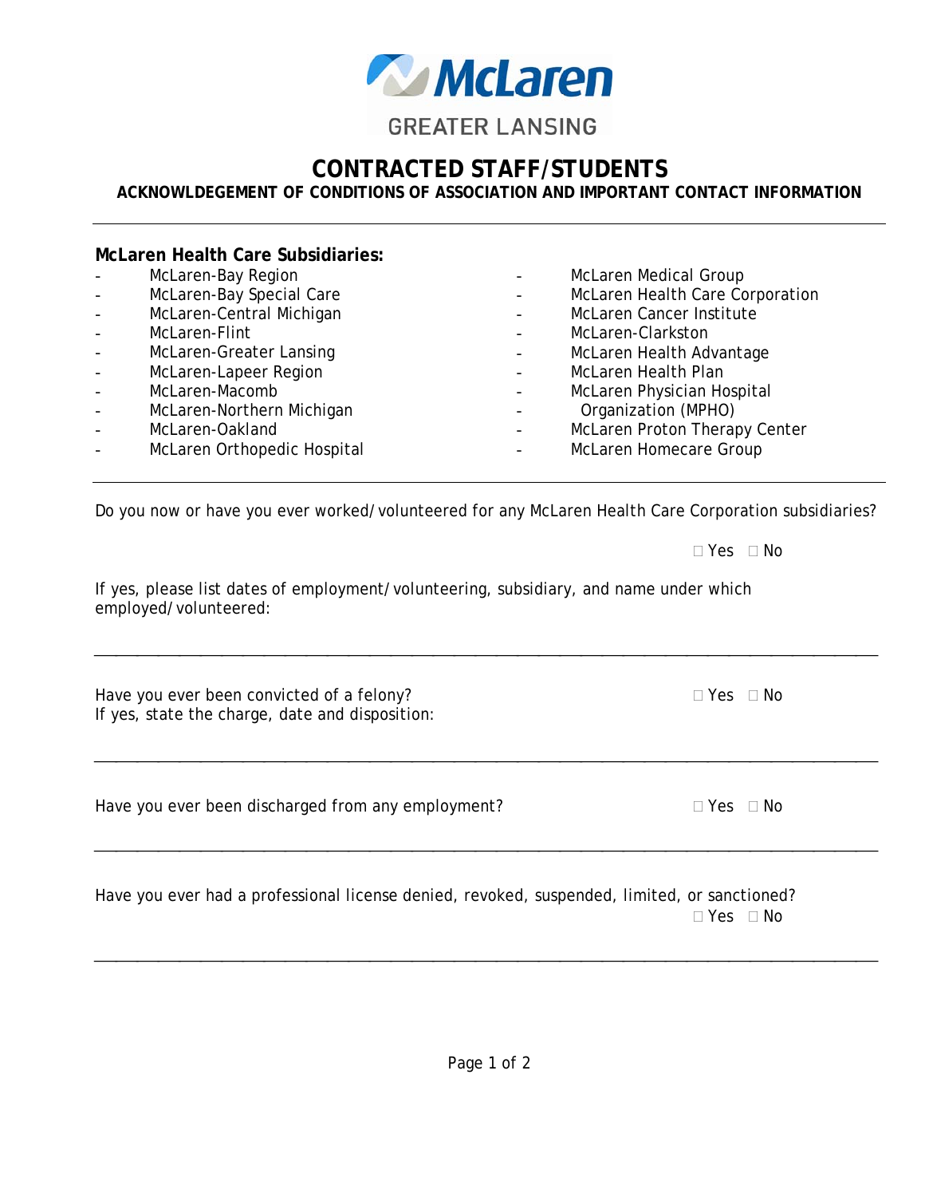McLaren

GREATER LANSING

# CONTRACTED STAFF/STUDENTS

## ACKNOWLEDGEMENT OF CONDITIONS OF ASSOCIATION AND IMPORTANT CONTACT INFORMATION

---

**McLaren Health Care Subsidiaries:**

- McLaren-Bay Region
- McLaren-Bay Special Care
- McLaren-Central Michigan
- McLaren-Flint
- McLaren-Greater Lansing
- McLaren-Lapeer Region
- McLaren-Macomb
- McLaren-Northern Michigan
- McLaren-Oakland
- McLaren Orthopedic Hospital
- McLaren Medical Group
- McLaren Health Care Corporation
- McLaren Cancer Institute
- McLaren-Clarkston
- McLaren Health Advantage
- McLaren Health Plan
- McLaren Physician Hospital Organization (MPHO)
- McLaren Proton Therapy Center
- McLaren Homecare Group

---

Do you now or have you ever worked/volunteered for any McLaren Health Care Corporation subsidiaries?

☐ Yes ☐ No

If yes, please list dates of employment/volunteering, subsidiary, and name under which employed/volunteered:

___________________________________________________________________________

Have you ever been convicted of a felony? ☐ Yes ☐ No
If yes, state the charge, date and disposition:

___________________________________________________________________________

Have you ever been discharged from any employment? ☐ Yes ☐ No

___________________________________________________________________________

Have you ever had a professional license denied, revoked, suspended, limited, or sanctioned?
☐ Yes ☐ No

___________________________________________________________________________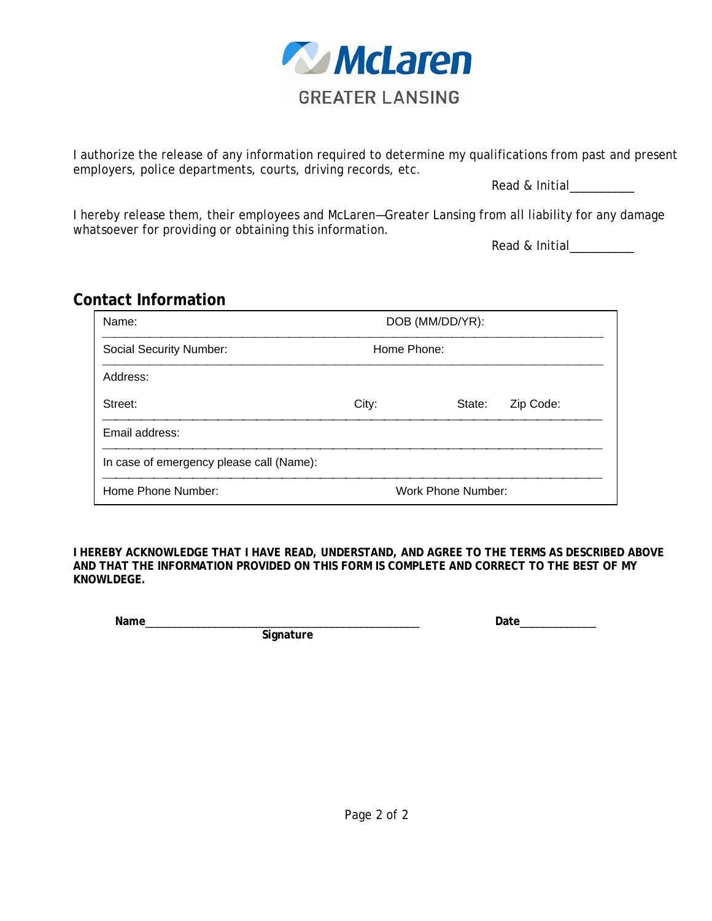McLaren
GREATER LANSING

I authorize the release of any information required to determine my qualifications from past and present employers, police departments, courts, driving records, etc.

Read & Initial__________

I hereby release them, their employees and McLaren—Greater Lansing from all liability for any damage whatsoever for providing or obtaining this information.

Read & Initial__________

## Contact Information

| | | | |
|---|---|---|---|
| Name: | DOB (MM/DD/YR): | | |
| Social Security Number: | Home Phone: | | |
| Address: | | | |
| Street: | City: | State: | Zip Code: |
| Email address: | | | |
| In case of emergency please call (Name): | | | |
| Home Phone Number: | Work Phone Number: | | |

**I HEREBY ACKNOWLEDGE THAT I HAVE READ, UNDERSTAND, AND AGREE TO THE TERMS AS DESCRIBED ABOVE AND THAT THE INFORMATION PROVIDED ON THIS FORM IS COMPLETE AND CORRECT TO THE BEST OF MY KNOWLDEGE.**

**Name**______________________________________________ **Date**____________
**Signature**